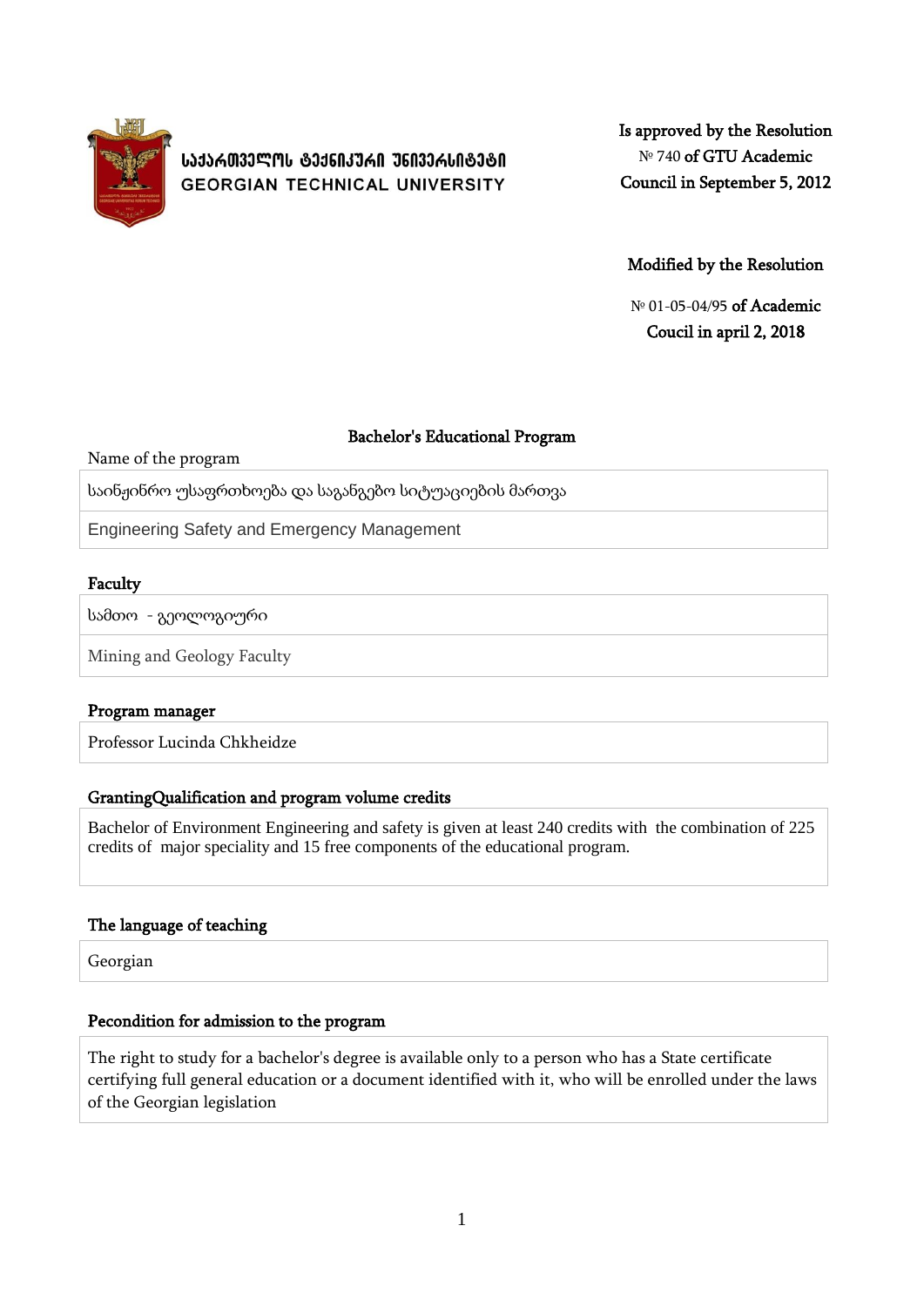საქართველოს ტექნიკური უნივერსიტეტი
GEORGIAN TECHNICAL UNIVERSITY

**Is approved by the Resolution**
№ 740 **of GTU Academic Council in September 5, 2012**

**Modified by the Resolution**

№ 01-05-04/95 **of Academic Coucil in april 2, 2018**

## Bachelor's Educational Program

Name of the program

| საინჟინრო უსაფრთხოება და საგანგებო სიტუაციების მართვა |
|---|
| Engineering Safety and Emergency Management |

### Faculty

| სამთო - გეოლოგიური |
|---|
| Mining and Geology Faculty |

### Program manager

| Professor Lucinda Chkheidze |
|---|

### GrantingQualification and program volume credits

| Bachelor of Environment Engineering and safety is given at least 240 credits with the combination of 225 credits of major speciality and 15 free components of the educational program. |
|---|

### The language of teaching

| Georgian |
|---|

### Pecondition for admission to the program

| The right to study for a bachelor's degree is available only to a person who has a State certificate certifying full general education or a document identified with it, who will be enrolled under the laws of the Georgian legislation |
|---|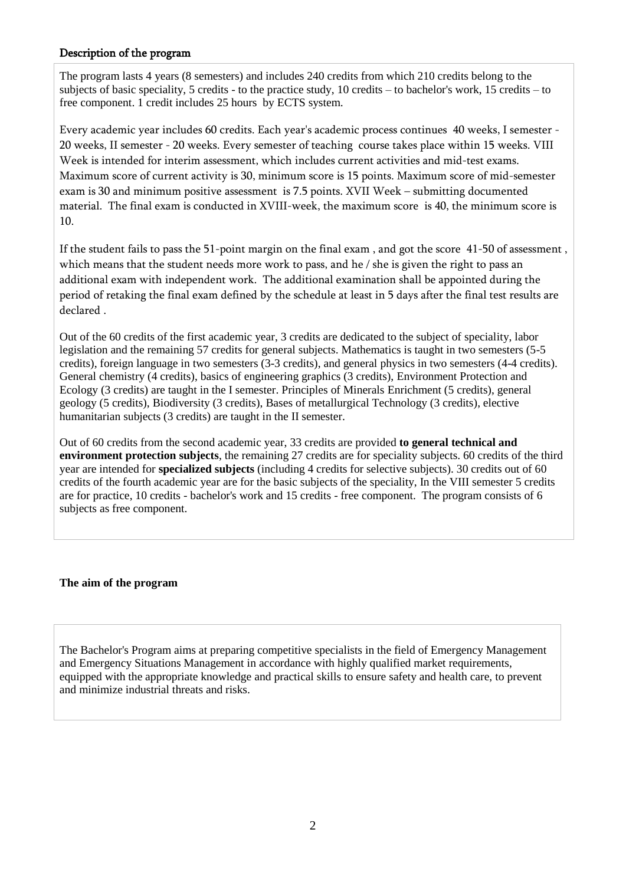## Description of the program

The program lasts 4 years (8 semesters) and includes 240 credits from which 210 credits belong to the subjects of basic speciality, 5 credits - to the practice study, 10 credits – to bachelor's work, 15 credits – to free component. 1 credit includes 25 hours by ECTS system.

Every academic year includes 60 credits. Each year's academic process continues 40 weeks, I semester - 20 weeks, II semester - 20 weeks. Every semester of teaching course takes place within 15 weeks. VIII Week is intended for interim assessment, which includes current activities and mid-test exams. Maximum score of current activity is 30, minimum score is 15 points. Maximum score of mid-semester exam is 30 and minimum positive assessment is 7.5 points. XVII Week – submitting documented material. The final exam is conducted in XVIII-week, the maximum score is 40, the minimum score is 10.

If the student fails to pass the 51-point margin on the final exam , and got the score 41-50 of assessment , which means that the student needs more work to pass, and he / she is given the right to pass an additional exam with independent work. The additional examination shall be appointed during the period of retaking the final exam defined by the schedule at least in 5 days after the final test results are declared .

Out of the 60 credits of the first academic year, 3 credits are dedicated to the subject of speciality, labor legislation and the remaining 57 credits for general subjects. Mathematics is taught in two semesters (5-5 credits), foreign language in two semesters (3-3 credits), and general physics in two semesters (4-4 credits). General chemistry (4 credits), basics of engineering graphics (3 credits), Environment Protection and Ecology (3 credits) are taught in the I semester. Principles of Minerals Enrichment (5 credits), general geology (5 credits), Biodiversity (3 credits), Bases of metallurgical Technology (3 credits), elective humanitarian subjects (3 credits) are taught in the II semester.

Out of 60 credits from the second academic year, 33 credits are provided **to general technical and environment protection subjects**, the remaining 27 credits are for speciality subjects. 60 credits of the third year are intended for **specialized subjects** (including 4 credits for selective subjects). 30 credits out of 60 credits of the fourth academic year are for the basic subjects of the speciality, In the VIII semester 5 credits are for practice, 10 credits - bachelor's work and 15 credits - free component. The program consists of 6 subjects as free component.

## The aim of the program

The Bachelor's Program aims at preparing competitive specialists in the field of Emergency Management and Emergency Situations Management in accordance with highly qualified market requirements, equipped with the appropriate knowledge and practical skills to ensure safety and health care, to prevent and minimize industrial threats and risks.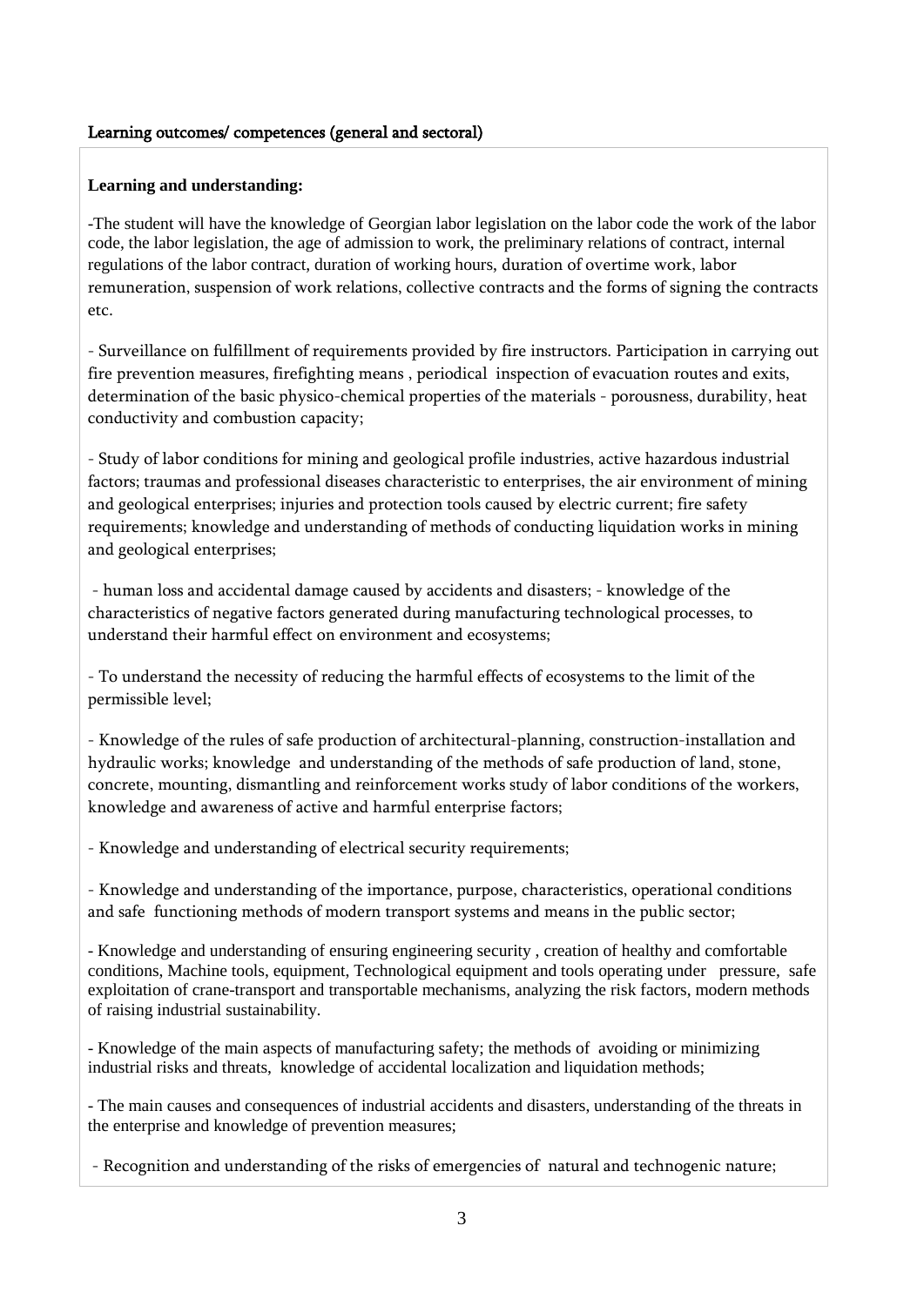Learning outcomes/ competences (general and sectoral)

**Learning and understanding:**

-The student will have the knowledge of Georgian labor legislation on the labor code the work of the labor code, the labor legislation, the age of admission to work, the preliminary relations of contract, internal regulations of the labor contract, duration of working hours, duration of overtime work, labor remuneration, suspension of work relations, collective contracts and the forms of signing the contracts etc.

- Surveillance on fulfillment of requirements provided by fire instructors. Participation in carrying out fire prevention measures, firefighting means , periodical inspection of evacuation routes and exits, determination of the basic physico-chemical properties of the materials - porousness, durability, heat conductivity and combustion capacity;

- Study of labor conditions for mining and geological profile industries, active hazardous industrial factors; traumas and professional diseases characteristic to enterprises, the air environment of mining and geological enterprises; injuries and protection tools caused by electric current; fire safety requirements; knowledge and understanding of methods of conducting liquidation works in mining and geological enterprises;

- human loss and accidental damage caused by accidents and disasters; - knowledge of the characteristics of negative factors generated during manufacturing technological processes, to understand their harmful effect on environment and ecosystems;

- To understand the necessity of reducing the harmful effects of ecosystems to the limit of the permissible level;

- Knowledge of the rules of safe production of architectural-planning, construction-installation and hydraulic works; knowledge and understanding of the methods of safe production of land, stone, concrete, mounting, dismantling and reinforcement works study of labor conditions of the workers, knowledge and awareness of active and harmful enterprise factors;

- Knowledge and understanding of electrical security requirements;

- Knowledge and understanding of the importance, purpose, characteristics, operational conditions and safe functioning methods of modern transport systems and means in the public sector;

- Knowledge and understanding of ensuring engineering security , creation of healthy and comfortable conditions, Machine tools, equipment, Technological equipment and tools operating under pressure, safe exploitation of crane-transport and transportable mechanisms, analyzing the risk factors, modern methods of raising industrial sustainability.

- Knowledge of the main aspects of manufacturing safety; the methods of avoiding or minimizing industrial risks and threats, knowledge of accidental localization and liquidation methods;

- The main causes and consequences of industrial accidents and disasters, understanding of the threats in the enterprise and knowledge of prevention measures;

- Recognition and understanding of the risks of emergencies of natural and technogenic nature;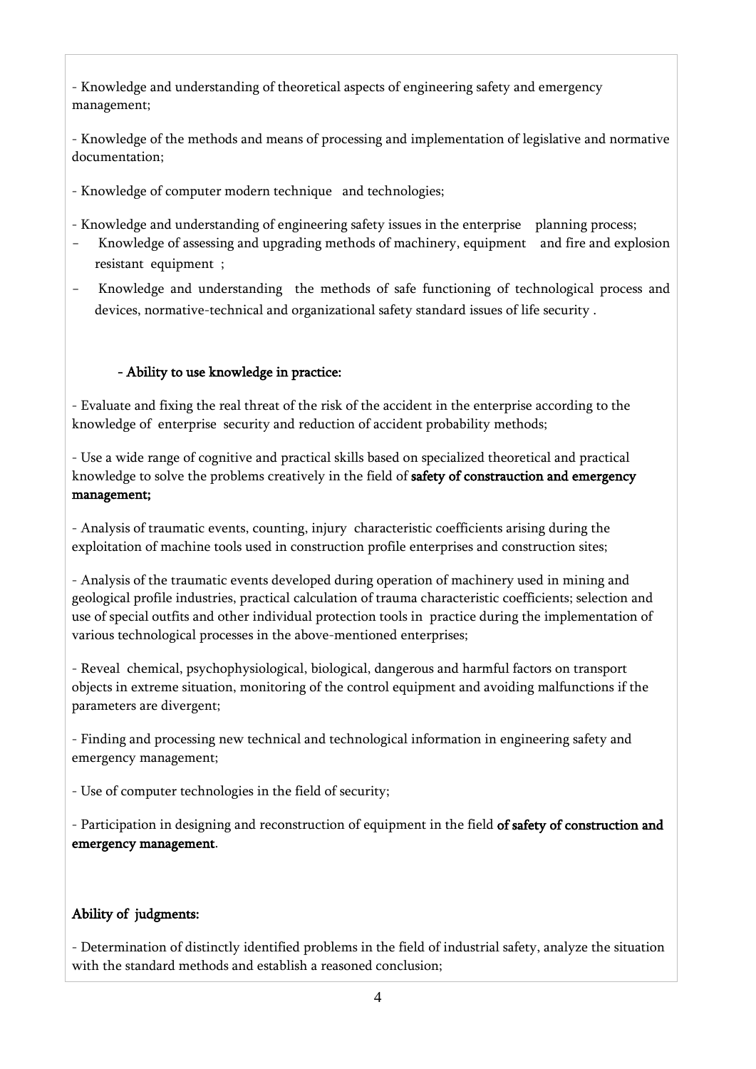- Knowledge and understanding of theoretical aspects of engineering safety and emergency management;

- Knowledge of the methods and means of processing and implementation of legislative and normative documentation;

- Knowledge of computer modern technique and technologies;

- Knowledge and understanding of engineering safety issues in the enterprise planning process;
- Knowledge of assessing and upgrading methods of machinery, equipment and fire and explosion resistant equipment ;
- Knowledge and understanding the methods of safe functioning of technological process and devices, normative-technical and organizational safety standard issues of life security .

**- Ability to use knowledge in practice:**

- Evaluate and fixing the real threat of the risk of the accident in the enterprise according to the knowledge of enterprise security and reduction of accident probability methods;

- Use a wide range of cognitive and practical skills based on specialized theoretical and practical knowledge to solve the problems creatively in the field of **safety of constrauction and emergency management;**

- Analysis of traumatic events, counting, injury characteristic coefficients arising during the exploitation of machine tools used in construction profile enterprises and construction sites;

- Analysis of the traumatic events developed during operation of machinery used in mining and geological profile industries, practical calculation of trauma characteristic coefficients; selection and use of special outfits and other individual protection tools in practice during the implementation of various technological processes in the above-mentioned enterprises;

- Reveal chemical, psychophysiological, biological, dangerous and harmful factors on transport objects in extreme situation, monitoring of the control equipment and avoiding malfunctions if the parameters are divergent;

- Finding and processing new technical and technological information in engineering safety and emergency management;

- Use of computer technologies in the field of security;

- Participation in designing and reconstruction of equipment in the field **of safety of construction and emergency management**.

**Ability of judgments:**

- Determination of distinctly identified problems in the field of industrial safety, analyze the situation with the standard methods and establish a reasoned conclusion;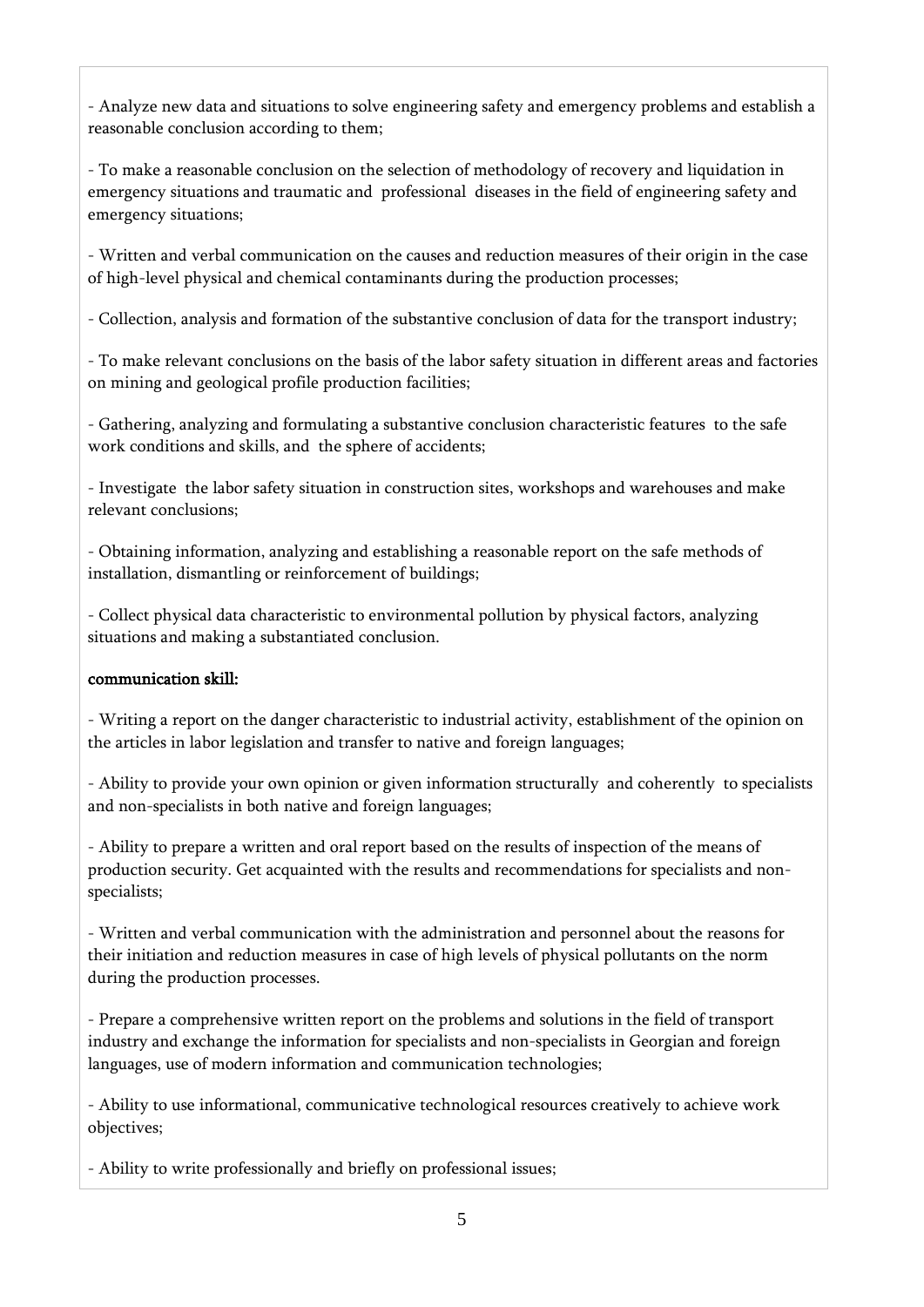- Analyze new data and situations to solve engineering safety and emergency problems and establish a reasonable conclusion according to them;

- To make a reasonable conclusion on the selection of methodology of recovery and liquidation in emergency situations and traumatic and professional diseases in the field of engineering safety and emergency situations;

- Written and verbal communication on the causes and reduction measures of their origin in the case of high-level physical and chemical contaminants during the production processes;

- Collection, analysis and formation of the substantive conclusion of data for the transport industry;

- To make relevant conclusions on the basis of the labor safety situation in different areas and factories on mining and geological profile production facilities;

- Gathering, analyzing and formulating a substantive conclusion characteristic features to the safe work conditions and skills, and the sphere of accidents;

- Investigate the labor safety situation in construction sites, workshops and warehouses and make relevant conclusions;

- Obtaining information, analyzing and establishing a reasonable report on the safe methods of installation, dismantling or reinforcement of buildings;

- Collect physical data characteristic to environmental pollution by physical factors, analyzing situations and making a substantiated conclusion.

**communication skill:**

- Writing a report on the danger characteristic to industrial activity, establishment of the opinion on the articles in labor legislation and transfer to native and foreign languages;

- Ability to provide your own opinion or given information structurally and coherently to specialists and non-specialists in both native and foreign languages;

- Ability to prepare a written and oral report based on the results of inspection of the means of production security. Get acquainted with the results and recommendations for specialists and non-specialists;

- Written and verbal communication with the administration and personnel about the reasons for their initiation and reduction measures in case of high levels of physical pollutants on the norm during the production processes.

- Prepare a comprehensive written report on the problems and solutions in the field of transport industry and exchange the information for specialists and non-specialists in Georgian and foreign languages, use of modern information and communication technologies;

- Ability to use informational, communicative technological resources creatively to achieve work objectives;

- Ability to write professionally and briefly on professional issues;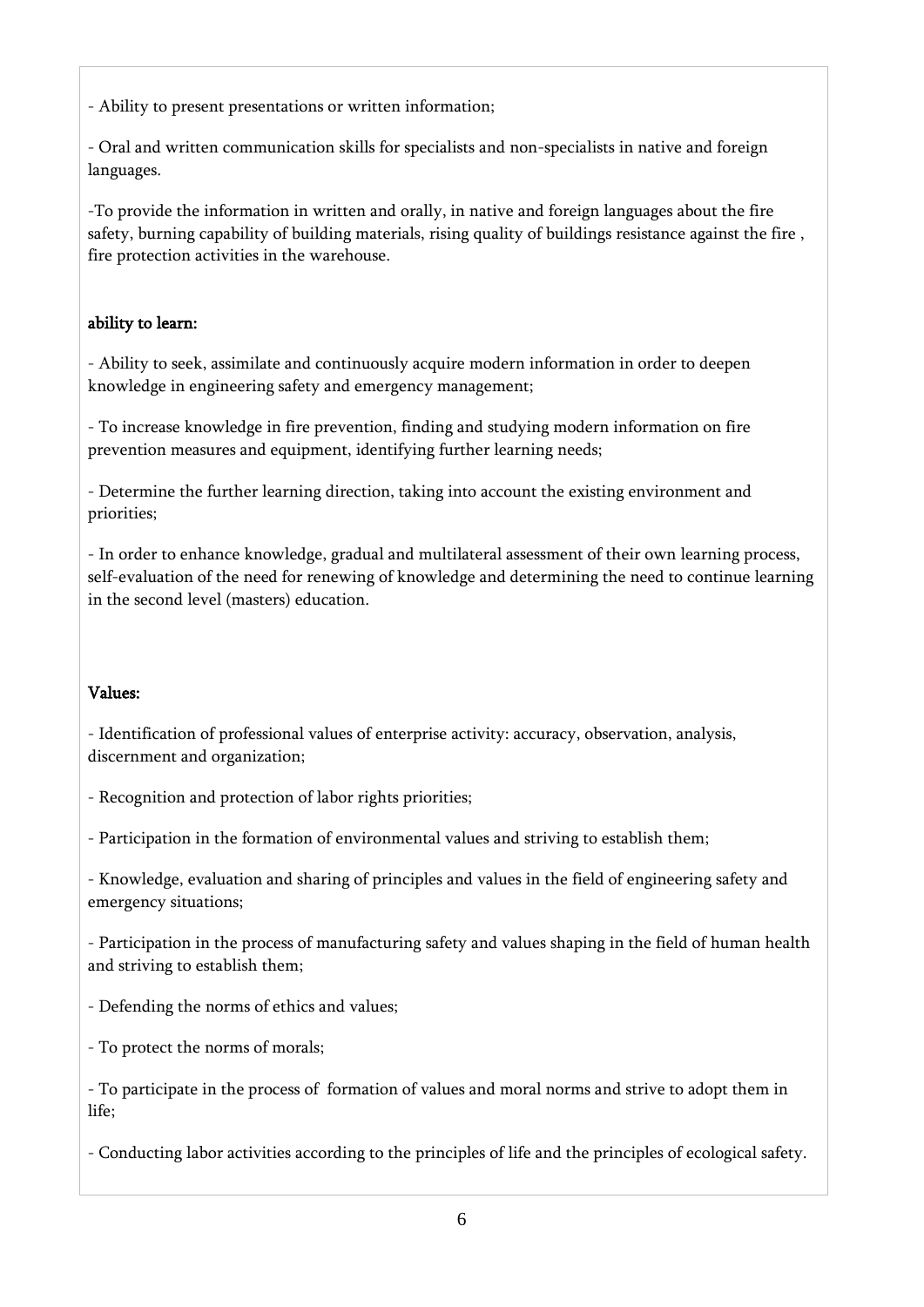- Ability to present presentations or written information;

- Oral and written communication skills for specialists and non-specialists in native and foreign languages.

-To provide the information in written and orally, in native and foreign languages about the fire safety, burning capability of building materials, rising quality of buildings resistance against the fire , fire protection activities in the warehouse.

**ability to learn:**

- Ability to seek, assimilate and continuously acquire modern information in order to deepen knowledge in engineering safety and emergency management;

- To increase knowledge in fire prevention, finding and studying modern information on fire prevention measures and equipment, identifying further learning needs;

- Determine the further learning direction, taking into account the existing environment and priorities;

- In order to enhance knowledge, gradual and multilateral assessment of their own learning process, self-evaluation of the need for renewing of knowledge and determining the need to continue learning in the second level (masters) education.

**Values:**

- Identification of professional values of enterprise activity: accuracy, observation, analysis, discernment and organization;

- Recognition and protection of labor rights priorities;

- Participation in the formation of environmental values and striving to establish them;

- Knowledge, evaluation and sharing of principles and values in the field of engineering safety and emergency situations;

- Participation in the process of manufacturing safety and values shaping in the field of human health and striving to establish them;

- Defending the norms of ethics and values;

- To protect the norms of morals;

- To participate in the process of formation of values and moral norms and strive to adopt them in life;

- Conducting labor activities according to the principles of life and the principles of ecological safety.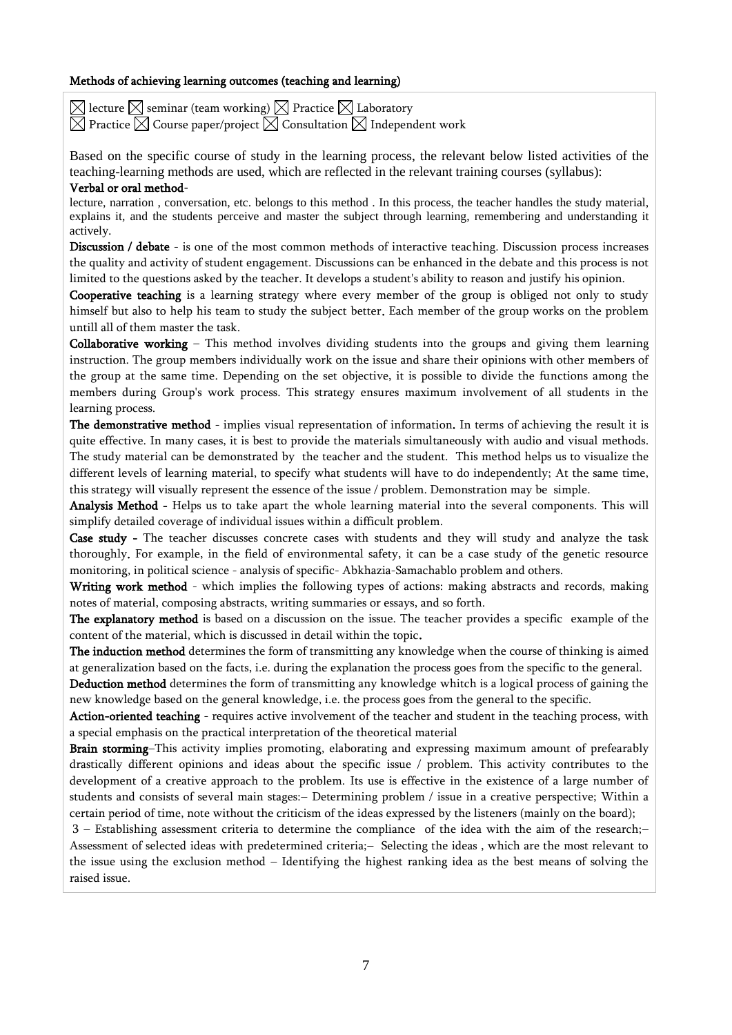**Methods of achieving learning outcomes (teaching and learning)**

☒ lecture ☒ seminar (team working) ☒ Practice ☒ Laboratory
☒ Practice ☒ Course paper/project ☒ Consultation ☒ Independent work

Based on the specific course of study in the learning process, the relevant below listed activities of the teaching-learning methods are used, which are reflected in the relevant training courses (syllabus):

**Verbal or oral method**-

lecture, narration , conversation, etc. belongs to this method . In this process, the teacher handles the study material, explains it, and the students perceive and master the subject through learning, remembering and understanding it actively.

**Discussion / debate** - is one of the most common methods of interactive teaching. Discussion process increases the quality and activity of student engagement. Discussions can be enhanced in the debate and this process is not limited to the questions asked by the teacher. It develops a student's ability to reason and justify his opinion.

**Cooperative teaching** is a learning strategy where every member of the group is obliged not only to study himself but also to help his team to study the subject better. Each member of the group works on the problem untill all of them master the task.

**Collaborative working** – This method involves dividing students into the groups and giving them learning instruction. The group members individually work on the issue and share their opinions with other members of the group at the same time. Depending on the set objective, it is possible to divide the functions among the members during Group's work process. This strategy ensures maximum involvement of all students in the learning process.

**The demonstrative method** - implies visual representation of information. In terms of achieving the result it is quite effective. In many cases, it is best to provide the materials simultaneously with audio and visual methods. The study material can be demonstrated by the teacher and the student. This method helps us to visualize the different levels of learning material, to specify what students will have to do independently; At the same time, this strategy will visually represent the essence of the issue / problem. Demonstration may be simple.

**Analysis Method** - Helps us to take apart the whole learning material into the several components. This will simplify detailed coverage of individual issues within a difficult problem.

**Case study** - The teacher discusses concrete cases with students and they will study and analyze the task thoroughly. For example, in the field of environmental safety, it can be a case study of the genetic resource monitoring, in political science - analysis of specific- Abkhazia-Samachablo problem and others.

**Writing work method** - which implies the following types of actions: making abstracts and records, making notes of material, composing abstracts, writing summaries or essays, and so forth.

**The explanatory method** is based on a discussion on the issue. The teacher provides a specific example of the content of the material, which is discussed in detail within the topic.

**The induction method** determines the form of transmitting any knowledge when the course of thinking is aimed at generalization based on the facts, i.e. during the explanation the process goes from the specific to the general.

**Deduction method** determines the form of transmitting any knowledge whitch is a logical process of gaining the new knowledge based on the general knowledge, i.e. the process goes from the general to the specific.

**Action-oriented teaching** - requires active involvement of the teacher and student in the teaching process, with a special emphasis on the practical interpretation of the theoretical material

**Brain storming**–This activity implies promoting, elaborating and expressing maximum amount of prefearably drastically different opinions and ideas about the specific issue / problem. This activity contributes to the development of a creative approach to the problem. Its use is effective in the existence of a large number of students and consists of several main stages:– Determining problem / issue in a creative perspective; Within a certain period of time, note without the criticism of the ideas expressed by the listeners (mainly on the board);

3 – Establishing assessment criteria to determine the compliance of the idea with the aim of the research;– Assessment of selected ideas with predetermined criteria;– Selecting the ideas , which are the most relevant to the issue using the exclusion method – Identifying the highest ranking idea as the best means of solving the raised issue.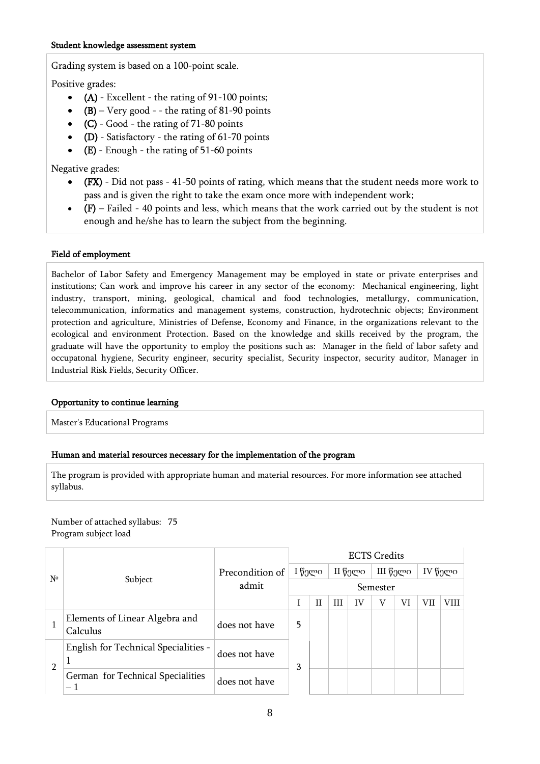**Student knowledge assessment system**

Grading system is based on a 100-point scale.

Positive grades:

- **(A)** - Excellent - the rating of 91-100 points;
- **(B)** – Very good - - the rating of 81-90 points
- **(C)** - Good - the rating of 71-80 points
- **(D)** - Satisfactory - the rating of 61-70 points
- **(E)** - Enough - the rating of 51-60 points

Negative grades:

- **(FX)** - Did not pass - 41-50 points of rating, which means that the student needs more work to pass and is given the right to take the exam once more with independent work;
- **(F)** – Failed - 40 points and less, which means that the work carried out by the student is not enough and he/she has to learn the subject from the beginning.

**Field of employment**

Bachelor of Labor Safety and Emergency Management may be employed in state or private enterprises and institutions; Can work and improve his career in any sector of the economy: Mechanical engineering, light industry, transport, mining, geological, chamical and food technologies, metallurgy, communication, telecommunication, informatics and management systems, construction, hydrotechnic objects; Environment protection and agriculture, Ministries of Defense, Economy and Finance, in the organizations relevant to the ecological and environment Protection. Based on the knowledge and skills received by the program, the graduate will have the opportunity to employ the positions such as: Manager in the field of labor safety and occupatonal hygiene, Security engineer, security specialist, Security inspector, security auditor, Manager in Industrial Risk Fields, Security Officer.

**Opportunity to continue learning**

Master's Educational Programs

**Human and material resources necessary for the implementation of the program**

The program is provided with appropriate human and material resources. For more information see attached syllabus.

Number of attached syllabus: 75
Program subject load

| № | Subject | Precondition of admit | ECTS Credits | | | | | | | |
|---|---|---|---|---|---|---|---|---|---|---|
| | | | I წელი | | II წელი | | III წელი | | IV წელი | |
| | | | Semester | | | | | | | |
| | | | I | II | III | IV | V | VI | VII | VIII |
| 1 | Elements of Linear Algebra and Calculus | does not have | 5 | | | | | | | |
| 2 | English for Technical Specialities - 1 | does not have | 3 | | | | | | | |
| | German for Technical Specialities – 1 | does not have | | | | | | | | |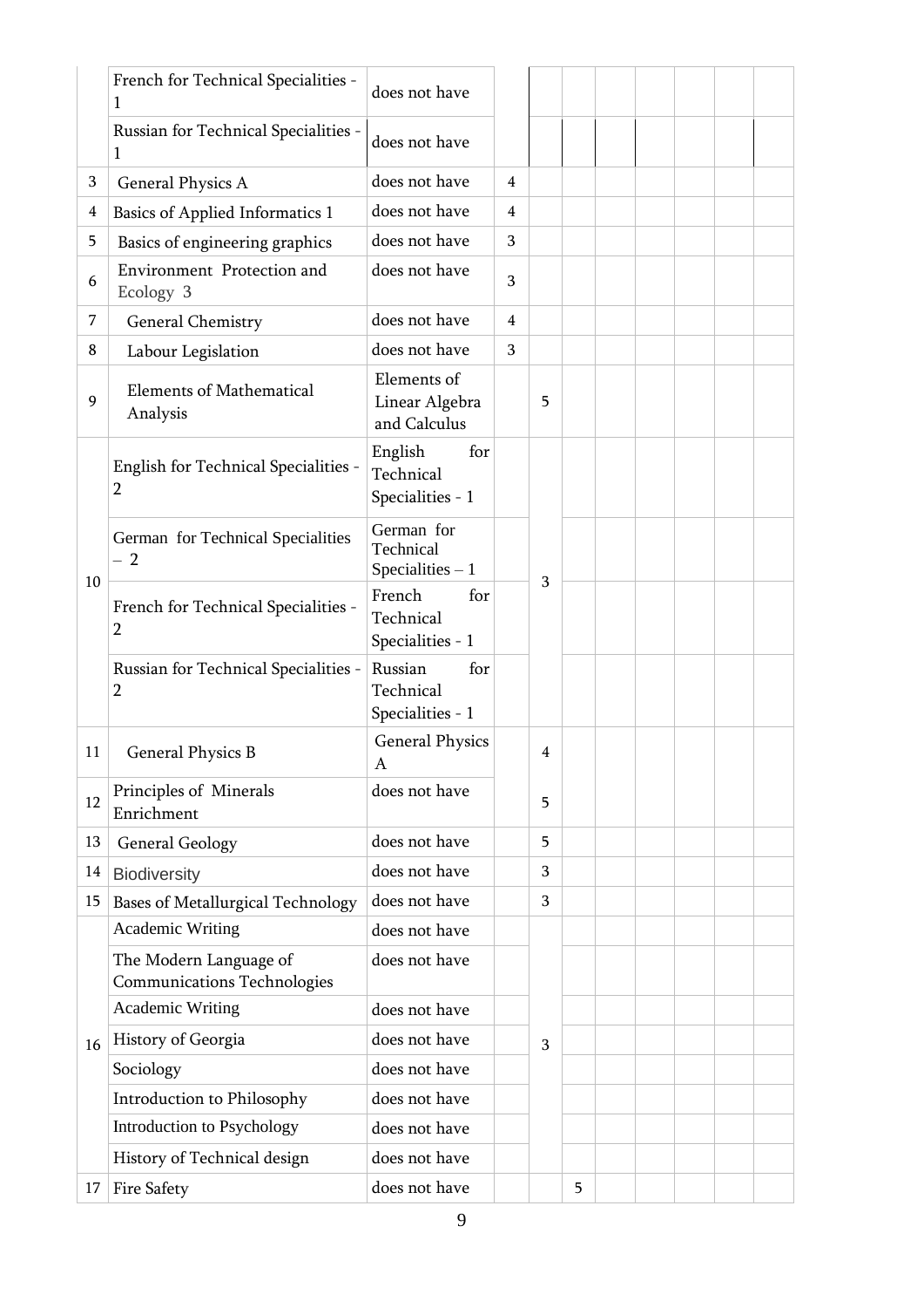| | | | | | | | | | |
|---|---|---|---|---|---|---|---|---|---|
| | French for Technical Specialities - 1 | does not have | | | | | | | |
| | Russian for Technical Specialities - 1 | does not have | | | | | | | |
| 3 | General Physics A | does not have | 4 | | | | | | |
| 4 | Basics of Applied Informatics 1 | does not have | 4 | | | | | | |
| 5 | Basics of engineering graphics | does not have | 3 | | | | | | |
| 6 | Environment Protection and Ecology 3 | does not have | 3 | | | | | | |
| 7 | General Chemistry | does not have | 4 | | | | | | |
| 8 | Labour Legislation | does not have | 3 | | | | | | |
| 9 | Elements of Mathematical Analysis | Elements of Linear Algebra and Calculus | | 5 | | | | | |
| 10 | English for Technical Specialities - 2 | English for Technical Specialities - 1 | | 3 | | | | | |
| | German for Technical Specialities – 2 | German for Technical Specialities – 1 | | | | | | | |
| | French for Technical Specialities - 2 | French for Technical Specialities - 1 | | | | | | | |
| | Russian for Technical Specialities - 2 | Russian for Technical Specialities - 1 | | | | | | | |
| 11 | General Physics B | General Physics A | | 4 | | | | | |
| 12 | Principles of Minerals Enrichment | does not have | | 5 | | | | | |
| 13 | General Geology | does not have | | 5 | | | | | |
| 14 | Biodiversity | does not have | | 3 | | | | | |
| 15 | Bases of Metallurgical Technology | does not have | | 3 | | | | | |
| 16 | Academic Writing | does not have | | 3 | | | | | |
| | The Modern Language of Communications Technologies | does not have | | | | | | | |
| | Academic Writing | does not have | | | | | | | |
| | History of Georgia | does not have | | | | | | | |
| | Sociology | does not have | | | | | | | |
| | Introduction to Philosophy | does not have | | | | | | | |
| | Introduction to Psychology | does not have | | | | | | | |
| | History of Technical design | does not have | | | | | | | |
| 17 | Fire Safety | does not have | | | 5 | | | | |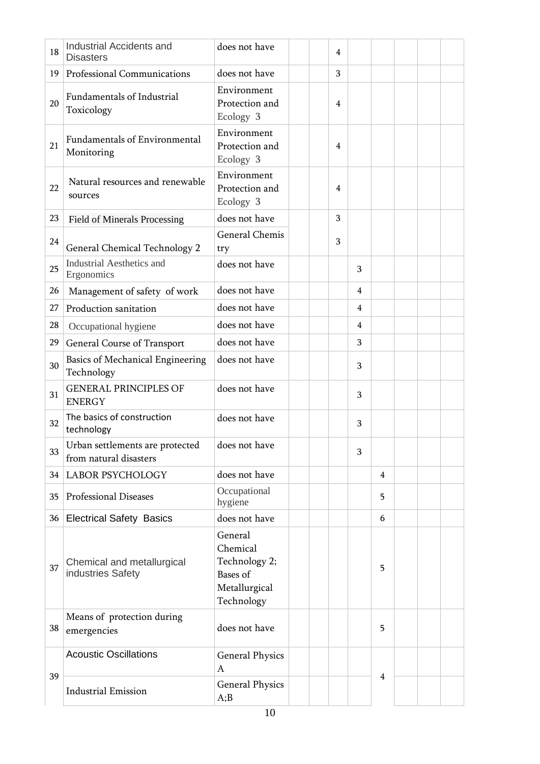| | | | | | | | | | | |
|---|---|---|---|---|---|---|---|---|---|---|
| 18 | Industrial Accidents and Disasters | does not have | | | 4 | | | | | |
| 19 | Professional Communications | does not have | | | 3 | | | | | |
| 20 | Fundamentals of Industrial Toxicology | Environment Protection and Ecology 3 | | | 4 | | | | | |
| 21 | Fundamentals of Environmental Monitoring | Environment Protection and Ecology 3 | | | 4 | | | | | |
| 22 | Natural resources and renewable sources | Environment Protection and Ecology 3 | | | 4 | | | | | |
| 23 | Field of Minerals Processing | does not have | | | 3 | | | | | |
| 24 | General Chemical Technology 2 | General Chemis try | | | 3 | | | | | |
| 25 | Industrial Aesthetics and Ergonomics | does not have | | | | 3 | | | | |
| 26 | Management of safety of work | does not have | | | | 4 | | | | |
| 27 | Production sanitation | does not have | | | | 4 | | | | |
| 28 | Occupational hygiene | does not have | | | | 4 | | | | |
| 29 | General Course of Transport | does not have | | | | 3 | | | | |
| 30 | Basics of Mechanical Engineering Technology | does not have | | | | 3 | | | | |
| 31 | GENERAL PRINCIPLES OF ENERGY | does not have | | | | 3 | | | | |
| 32 | The basics of construction technology | does not have | | | | 3 | | | | |
| 33 | Urban settlements are protected from natural disasters | does not have | | | | 3 | | | | |
| 34 | LABOR PSYCHOLOGY | does not have | | | | | 4 | | | |
| 35 | Professional Diseases | Occupational hygiene | | | | | 5 | | | |
| 36 | Electrical Safety Basics | does not have | | | | | 6 | | | |
| 37 | Chemical and metallurgical industries Safety | General Chemical Technology 2; Bases of Metallurgical Technology | | | | | 5 | | | |
| 38 | Means of protection during emergencies | does not have | | | | | 5 | | | |
| 39 | Acoustic Oscillations | General Physics A | | | | | 4 | | | |
| | Industrial Emission | General Physics A;B | | | | | | | | |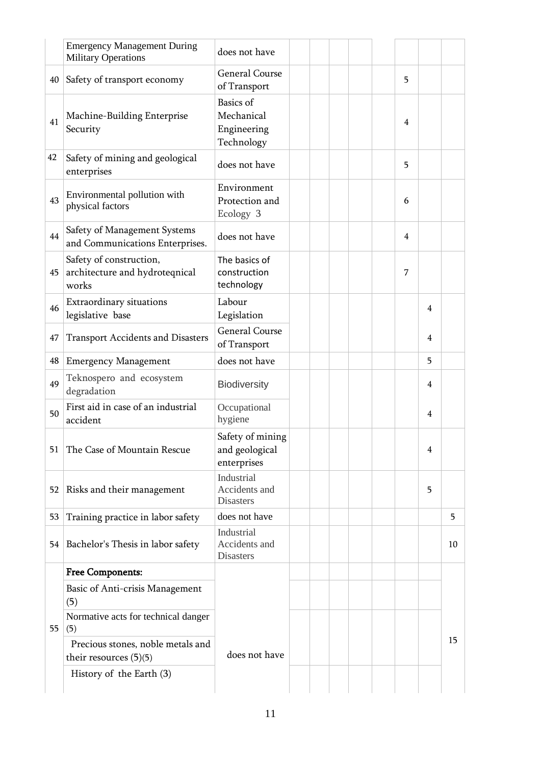| | | | | | | | | | | |
|---|---|---|---|---|---|---|---|---|---|---|
| | Emergency Management During Military Operations | does not have | | | | | | | | |
| 40 | Safety of transport economy | General Course of Transport | | | | | | 5 | | |
| 41 | Machine-Building Enterprise Security | Basics of Mechanical Engineering Technology | | | | | | 4 | | |
| 42 | Safety of mining and geological enterprises | does not have | | | | | | 5 | | |
| 43 | Environmental pollution with physical factors | Environment Protection and Ecology 3 | | | | | | 6 | | |
| 44 | Safety of Management Systems and Communications Enterprises. | does not have | | | | | | 4 | | |
| 45 | Safety of construction, architecture and hydroteqnical works | The basics of construction technology | | | | | | 7 | | |
| 46 | Extraordinary situations legislative base | Labour Legislation | | | | | | | 4 | |
| 47 | Transport Accidents and Disasters | General Course of Transport | | | | | | | 4 | |
| 48 | Emergency Management | does not have | | | | | | | 5 | |
| 49 | Teknospero and ecosystem degradation | Biodiversity | | | | | | | 4 | |
| 50 | First aid in case of an industrial accident | Occupational hygiene | | | | | | | 4 | |
| 51 | The Case of Mountain Rescue | Safety of mining and geological enterprises | | | | | | | 4 | |
| 52 | Risks and their management | Industrial Accidents and Disasters | | | | | | | 5 | |
| 53 | Training practice in labor safety | does not have | | | | | | | | 5 |
| 54 | Bachelor's Thesis in labor safety | Industrial Accidents and Disasters | | | | | | | | 10 |
| 55 | **Free Components:** | does not have | | | | | | | | 15 |
| | Basic of Anti-crisis Management (5) | | | | | | | | | |
| | Normative acts for technical danger (5) | | | | | | | | | |
| | Precious stones, noble metals and their resources (5)(5) | | | | | | | | | |
| | History of the Earth (3) | | | | | | | | | |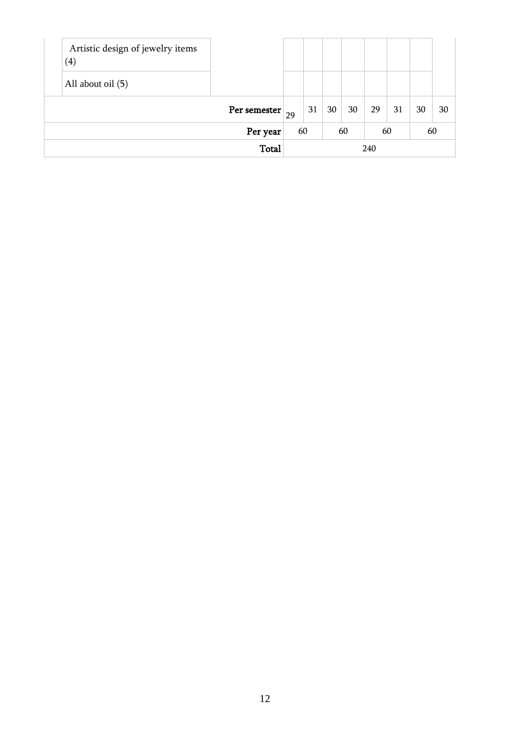| | | | | | | | | | | |
|---|---|---|---|---|---|---|---|---|---|---|
| | Artistic design of jewelry items (4) | | | | | | | | | |
| | All about oil (5) | | | | | | | | | |
| | | Per semester | 29 | 31 | 30 | 30 | 29 | 31 | 30 | 30 |
| | | Per year | 60 | | 60 | | 60 | | 60 | |
| | | Total | 240 | | | | | | | |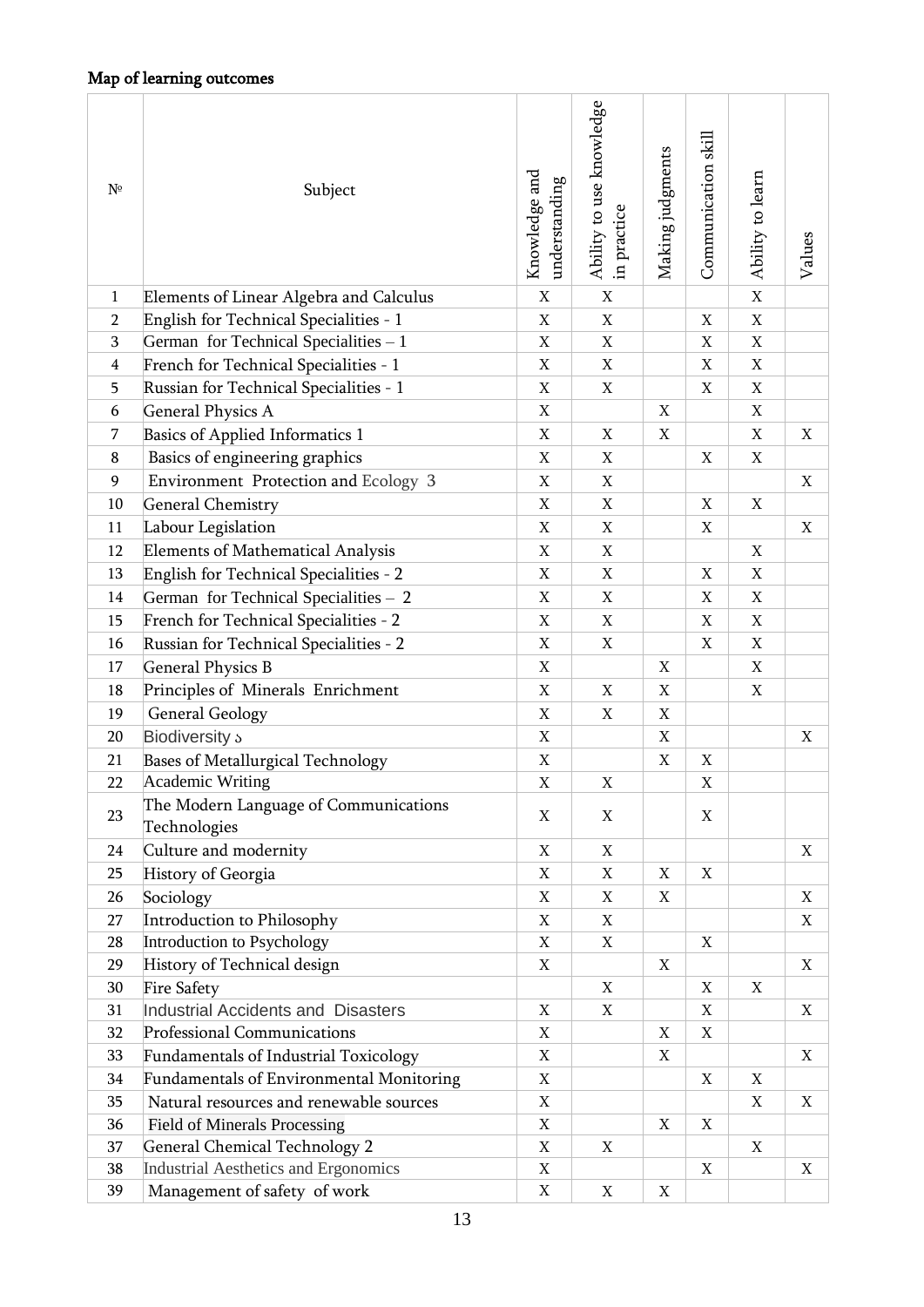**Map of learning outcomes**

| № | Subject | Knowledge and understanding | Ability to use knowledge in practice | Making judgments | Communication skill | Ability to learn | Values |
|---|---|---|---|---|---|---|---|
| 1 | Elements of Linear Algebra and Calculus | X | X | | | X | |
| 2 | English for Technical Specialities - 1 | X | X | | X | X | |
| 3 | German for Technical Specialities – 1 | X | X | | X | X | |
| 4 | French for Technical Specialities - 1 | X | X | | X | X | |
| 5 | Russian for Technical Specialities - 1 | X | X | | X | X | |
| 6 | General Physics A | X | | X | | X | |
| 7 | Basics of Applied Informatics 1 | X | X | X | | X | X |
| 8 | Basics of engineering graphics | X | X | | X | X | |
| 9 | Environment Protection and Ecology 3 | X | X | | | | X |
| 10 | General Chemistry | X | X | | X | X | |
| 11 | Labour Legislation | X | X | | X | | X |
| 12 | Elements of Mathematical Analysis | X | X | | | X | |
| 13 | English for Technical Specialities - 2 | X | X | | X | X | |
| 14 | German for Technical Specialities – 2 | X | X | | X | X | |
| 15 | French for Technical Specialities - 2 | X | X | | X | X | |
| 16 | Russian for Technical Specialities - 2 | X | X | | X | X | |
| 17 | General Physics B | X | | X | | X | |
| 18 | Principles of Minerals Enrichment | X | X | X | | X | |
| 19 | General Geology | X | X | X | | | |
| 20 | Biodiversity ১ | X | | X | | | X |
| 21 | Bases of Metallurgical Technology | X | | X | X | | |
| 22 | Academic Writing | X | X | | X | | |
| 23 | The Modern Language of Communications Technologies | X | X | | X | | |
| 24 | Culture and modernity | X | X | | | | X |
| 25 | History of Georgia | X | X | X | X | | |
| 26 | Sociology | X | X | X | | | X |
| 27 | Introduction to Philosophy | X | X | | | | X |
| 28 | Introduction to Psychology | X | X | | X | | |
| 29 | History of Technical design | X | | X | | | X |
| 30 | Fire Safety | | X | | X | X | |
| 31 | Industrial Accidents and Disasters | X | X | | X | | X |
| 32 | Professional Communications | X | | X | X | | |
| 33 | Fundamentals of Industrial Toxicology | X | | X | | | X |
| 34 | Fundamentals of Environmental Monitoring | X | | | X | X | |
| 35 | Natural resources and renewable sources | X | | | | X | X |
| 36 | Field of Minerals Processing | X | | X | X | | |
| 37 | General Chemical Technology 2 | X | X | | | X | |
| 38 | Industrial Aesthetics and Ergonomics | X | | | X | | X |
| 39 | Management of safety of work | X | X | X | | | |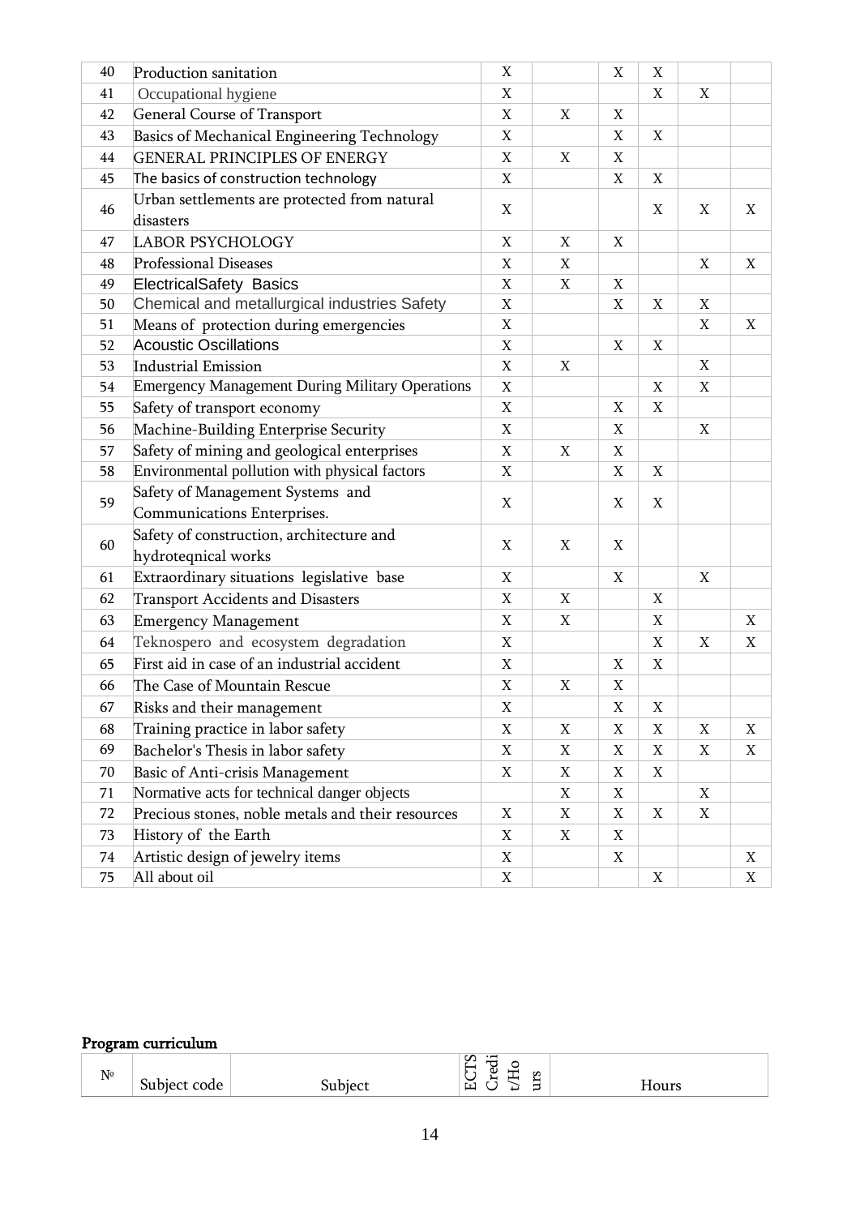| | | | | | | | |
|---|---|---|---|---|---|---|---|
| 40 | Production sanitation | X | | X | X | | |
| 41 | Occupational hygiene | X | | | X | X | |
| 42 | General Course of Transport | X | X | X | | | |
| 43 | Basics of Mechanical Engineering Technology | X | | X | X | | |
| 44 | GENERAL PRINCIPLES OF ENERGY | X | X | X | | | |
| 45 | The basics of construction technology | X | | X | X | | |
| 46 | Urban settlements are protected from natural disasters | X | | | X | X | X |
| 47 | LABOR PSYCHOLOGY | X | X | X | | | |
| 48 | Professional Diseases | X | X | | | X | X |
| 49 | ElectricalSafety Basics | X | X | X | | | |
| 50 | Chemical and metallurgical industries Safety | X | | X | X | X | |
| 51 | Means of protection during emergencies | X | | | | X | X |
| 52 | Acoustic Oscillations | X | | X | X | | |
| 53 | Industrial Emission | X | X | | | X | |
| 54 | Emergency Management During Military Operations | X | | | X | X | |
| 55 | Safety of transport economy | X | | X | X | | |
| 56 | Machine-Building Enterprise Security | X | | X | | X | |
| 57 | Safety of mining and geological enterprises | X | X | X | | | |
| 58 | Environmental pollution with physical factors | X | | X | X | | |
| 59 | Safety of Management Systems and Communications Enterprises. | X | | X | X | | |
| 60 | Safety of construction, architecture and hydroteqnical works | X | X | X | | | |
| 61 | Extraordinary situations legislative base | X | | X | | X | |
| 62 | Transport Accidents and Disasters | X | X | | X | | |
| 63 | Emergency Management | X | X | | X | | X |
| 64 | Teknospero and ecosystem degradation | X | | | X | X | X |
| 65 | First aid in case of an industrial accident | X | | X | X | | |
| 66 | The Case of Mountain Rescue | X | X | X | | | |
| 67 | Risks and their management | X | | X | X | | |
| 68 | Training practice in labor safety | X | X | X | X | X | X |
| 69 | Bachelor's Thesis in labor safety | X | X | X | X | X | X |
| 70 | Basic of Anti-crisis Management | X | X | X | X | | |
| 71 | Normative acts for technical danger objects | | X | X | | X | |
| 72 | Precious stones, noble metals and their resources | X | X | X | X | X | |
| 73 | History of the Earth | X | X | X | | | |
| 74 | Artistic design of jewelry items | X | | X | | | X |
| 75 | All about oil | X | | | X | | X |

## Program curriculum

| № | Subject code | Subject | ECTS Credit/Hours | Hours |
|---|---|---|---|---|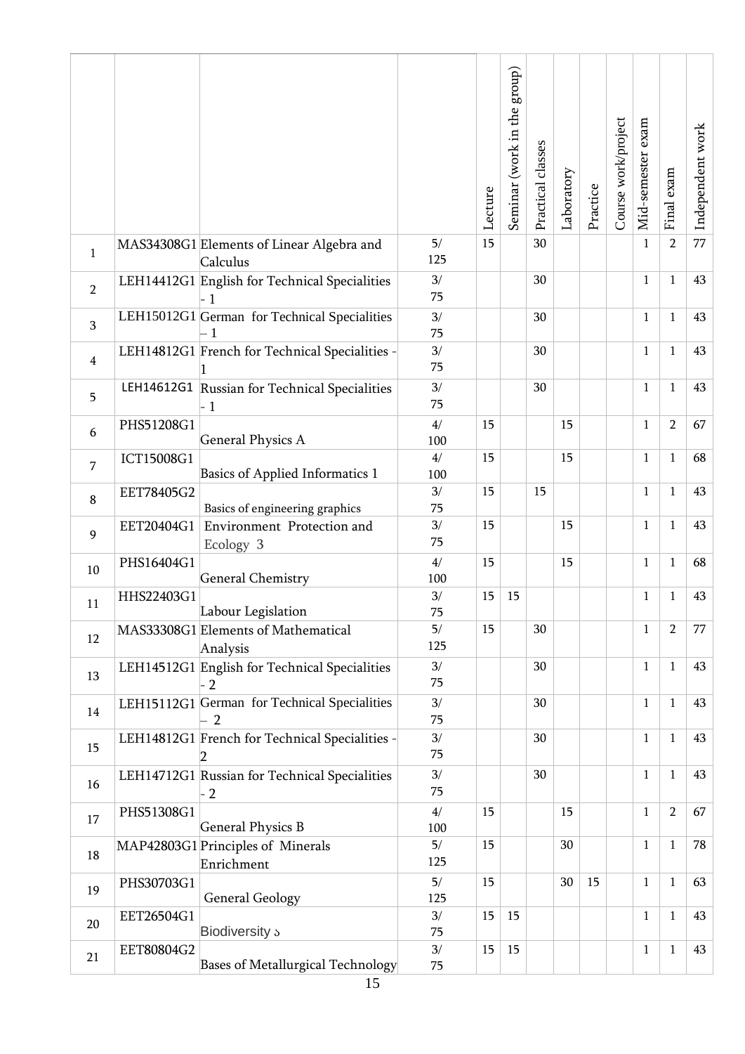| | | | | Lecture | Seminar (work in the group) | Practical classes | Laboratory | Practice | Course work/project | Mid-semester exam | Final exam | Independent work |
|---|---|---|---|---|---|---|---|---|---|---|---|---|
| 1 | MAS34308G1 | Elements of Linear Algebra and Calculus | 5/ 125 | 15 | | 30 | | | | 1 | 2 | 77 |
| 2 | LEH14412G1 | English for Technical Specialities - 1 | 3/ 75 | | | 30 | | | | 1 | 1 | 43 |
| 3 | LEH15012G1 | German for Technical Specialities – 1 | 3/ 75 | | | 30 | | | | 1 | 1 | 43 |
| 4 | LEH14812G1 | French for Technical Specialities - 1 | 3/ 75 | | | 30 | | | | 1 | 1 | 43 |
| 5 | LEH14612G1 | Russian for Technical Specialities - 1 | 3/ 75 | | | 30 | | | | 1 | 1 | 43 |
| 6 | PHS51208G1 | General Physics A | 4/ 100 | 15 | | | 15 | | | 1 | 2 | 67 |
| 7 | ICT15008G1 | Basics of Applied Informatics 1 | 4/ 100 | 15 | | | 15 | | | 1 | 1 | 68 |
| 8 | EET78405G2 | Basics of engineering graphics | 3/ 75 | 15 | | 15 | | | | 1 | 1 | 43 |
| 9 | EET20404G1 | Environment Protection and Ecology 3 | 3/ 75 | 15 | | | 15 | | | 1 | 1 | 43 |
| 10 | PHS16404G1 | General Chemistry | 4/ 100 | 15 | | | 15 | | | 1 | 1 | 68 |
| 11 | HHS22403G1 | Labour Legislation | 3/ 75 | 15 | 15 | | | | | 1 | 1 | 43 |
| 12 | MAS33308G1 | Elements of Mathematical Analysis | 5/ 125 | 15 | | 30 | | | | 1 | 2 | 77 |
| 13 | LEH14512G1 | English for Technical Specialities - 2 | 3/ 75 | | | 30 | | | | 1 | 1 | 43 |
| 14 | LEH15112G1 | German for Technical Specialities – 2 | 3/ 75 | | | 30 | | | | 1 | 1 | 43 |
| 15 | LEH14812G1 | French for Technical Specialities - 2 | 3/ 75 | | | 30 | | | | 1 | 1 | 43 |
| 16 | LEH14712G1 | Russian for Technical Specialities - 2 | 3/ 75 | | | 30 | | | | 1 | 1 | 43 |
| 17 | PHS51308G1 | General Physics B | 4/ 100 | 15 | | | 15 | | | 1 | 2 | 67 |
| 18 | MAP42803G1 | Principles of Minerals Enrichment | 5/ 125 | 15 | | | 30 | | | 1 | 1 | 78 |
| 19 | PHS30703G1 | General Geology | 5/ 125 | 15 | | | 30 | 15 | | 1 | 1 | 63 |
| 20 | EET26504G1 | Biodiversity ১ | 3/ 75 | 15 | 15 | | | | | 1 | 1 | 43 |
| 21 | EET80804G2 | Bases of Metallurgical Technology | 3/ 75 | 15 | 15 | | | | | 1 | 1 | 43 |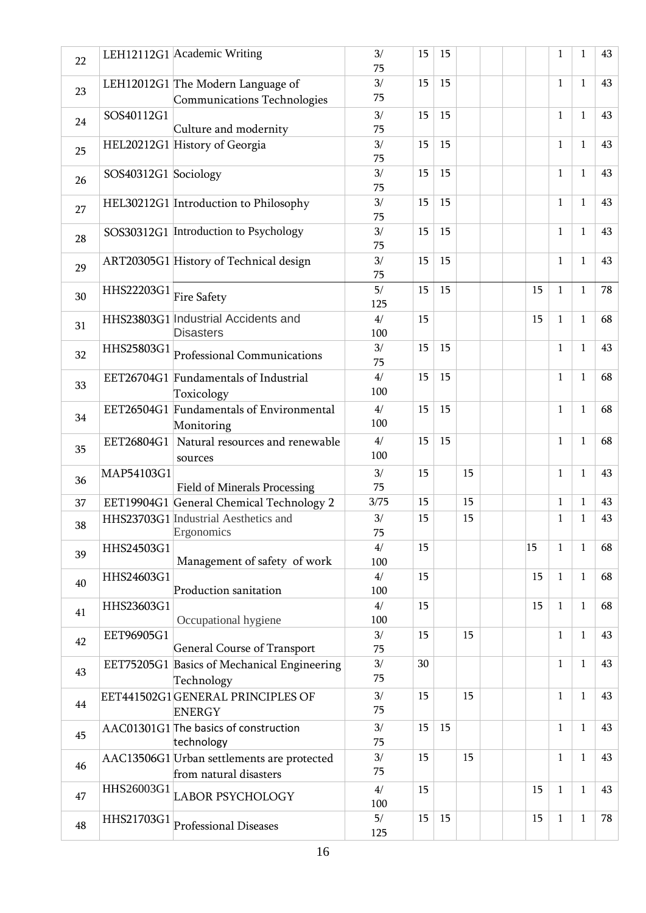| | | | | | | | | | | | | |
|---|---|---|---|---|---|---|---|---|---|---|---|---|
| 22 | LEH12112G1 | Academic Writing | 3/ 75 | 15 | 15 | | | | | 1 | 1 | 43 |
| 23 | LEH12012G1 | The Modern Language of Communications Technologies | 3/ 75 | 15 | 15 | | | | | 1 | 1 | 43 |
| 24 | SOS40112G1 | Culture and modernity | 3/ 75 | 15 | 15 | | | | | 1 | 1 | 43 |
| 25 | HEL20212G1 | History of Georgia | 3/ 75 | 15 | 15 | | | | | 1 | 1 | 43 |
| 26 | SOS40312G1 | Sociology | 3/ 75 | 15 | 15 | | | | | 1 | 1 | 43 |
| 27 | HEL30212G1 | Introduction to Philosophy | 3/ 75 | 15 | 15 | | | | | 1 | 1 | 43 |
| 28 | SOS30312G1 | Introduction to Psychology | 3/ 75 | 15 | 15 | | | | | 1 | 1 | 43 |
| 29 | ART20305G1 | History of Technical design | 3/ 75 | 15 | 15 | | | | | 1 | 1 | 43 |
| 30 | HHS22203G1 | Fire Safety | 5/ 125 | 15 | 15 | | | | 15 | 1 | 1 | 78 |
| 31 | HHS23803G1 | Industrial Accidents and Disasters | 4/ 100 | 15 | | | | | 15 | 1 | 1 | 68 |
| 32 | HHS25803G1 | Professional Communications | 3/ 75 | 15 | 15 | | | | | 1 | 1 | 43 |
| 33 | EET26704G1 | Fundamentals of Industrial Toxicology | 4/ 100 | 15 | 15 | | | | | 1 | 1 | 68 |
| 34 | EET26504G1 | Fundamentals of Environmental Monitoring | 4/ 100 | 15 | 15 | | | | | 1 | 1 | 68 |
| 35 | EET26804G1 | Natural resources and renewable sources | 4/ 100 | 15 | 15 | | | | | 1 | 1 | 68 |
| 36 | MAP54103G1 | Field of Minerals Processing | 3/ 75 | 15 | | 15 | | | | 1 | 1 | 43 |
| 37 | EET19904G1 | General Chemical Technology 2 | 3/75 | 15 | | 15 | | | | 1 | 1 | 43 |
| 38 | HHS23703G1 | Industrial Aesthetics and Ergonomics | 3/ 75 | 15 | | 15 | | | | 1 | 1 | 43 |
| 39 | HHS24503G1 | Management of safety of work | 4/ 100 | 15 | | | | | 15 | 1 | 1 | 68 |
| 40 | HHS24603G1 | Production sanitation | 4/ 100 | 15 | | | | | 15 | 1 | 1 | 68 |
| 41 | HHS23603G1 | Occupational hygiene | 4/ 100 | 15 | | | | | 15 | 1 | 1 | 68 |
| 42 | EET96905G1 | General Course of Transport | 3/ 75 | 15 | | 15 | | | | 1 | 1 | 43 |
| 43 | EET75205G1 | Basics of Mechanical Engineering Technology | 3/ 75 | 30 | | | | | | 1 | 1 | 43 |
| 44 | EET441502G1 | GENERAL PRINCIPLES OF ENERGY | 3/ 75 | 15 | | 15 | | | | 1 | 1 | 43 |
| 45 | AAC01301G1 | The basics of construction technology | 3/ 75 | 15 | 15 | | | | | 1 | 1 | 43 |
| 46 | AAC13506G1 | Urban settlements are protected from natural disasters | 3/ 75 | 15 | | 15 | | | | 1 | 1 | 43 |
| 47 | HHS26003G1 | LABOR PSYCHOLOGY | 4/ 100 | 15 | | | | | 15 | 1 | 1 | 43 |
| 48 | HHS21703G1 | Professional Diseases | 5/ 125 | 15 | 15 | | | | 15 | 1 | 1 | 78 |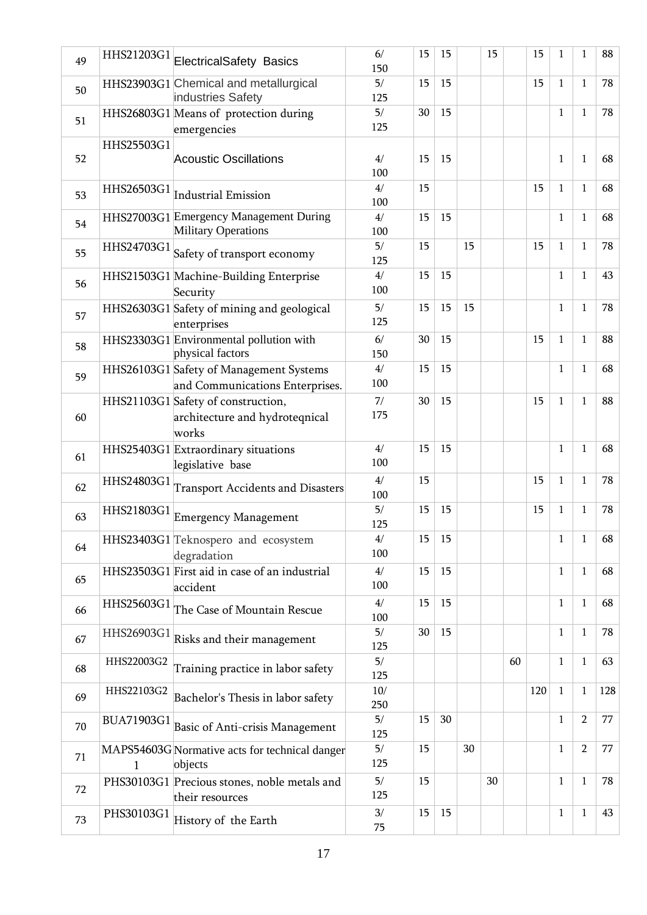| | | | | | | | | | | | | |
|---|---|---|---|---|---|---|---|---|---|---|---|---|
| 49 | HHS21203G1 | ElectricalSafety Basics | 6/ 150 | 15 | 15 | | 15 | | 15 | 1 | 1 | 88 |
| 50 | HHS23903G1 | Chemical and metallurgical industries Safety | 5/ 125 | 15 | 15 | | | | 15 | 1 | 1 | 78 |
| 51 | HHS26803G1 | Means of protection during emergencies | 5/ 125 | 30 | 15 | | | | | 1 | 1 | 78 |
| 52 | HHS25503G1 | Acoustic Oscillations | 4/ 100 | 15 | 15 | | | | | 1 | 1 | 68 |
| 53 | HHS26503G1 | Industrial Emission | 4/ 100 | 15 | | | | | 15 | 1 | 1 | 68 |
| 54 | HHS27003G1 | Emergency Management During Military Operations | 4/ 100 | 15 | 15 | | | | | 1 | 1 | 68 |
| 55 | HHS24703G1 | Safety of transport economy | 5/ 125 | 15 | | 15 | | | 15 | 1 | 1 | 78 |
| 56 | HHS21503G1 | Machine-Building Enterprise Security | 4/ 100 | 15 | 15 | | | | | 1 | 1 | 43 |
| 57 | HHS26303G1 | Safety of mining and geological enterprises | 5/ 125 | 15 | 15 | 15 | | | | 1 | 1 | 78 |
| 58 | HHS23303G1 | Environmental pollution with physical factors | 6/ 150 | 30 | 15 | | | | 15 | 1 | 1 | 88 |
| 59 | HHS26103G1 | Safety of Management Systems and Communications Enterprises. | 4/ 100 | 15 | 15 | | | | | 1 | 1 | 68 |
| 60 | HHS21103G1 | Safety of construction, architecture and hydroteqnical works | 7/ 175 | 30 | 15 | | | | 15 | 1 | 1 | 88 |
| 61 | HHS25403G1 | Extraordinary situations legislative base | 4/ 100 | 15 | 15 | | | | | 1 | 1 | 68 |
| 62 | HHS24803G1 | Transport Accidents and Disasters | 4/ 100 | 15 | | | | | 15 | 1 | 1 | 78 |
| 63 | HHS21803G1 | Emergency Management | 5/ 125 | 15 | 15 | | | | 15 | 1 | 1 | 78 |
| 64 | HHS23403G1 | Teknospero and ecosystem degradation | 4/ 100 | 15 | 15 | | | | | 1 | 1 | 68 |
| 65 | HHS23503G1 | First aid in case of an industrial accident | 4/ 100 | 15 | 15 | | | | | 1 | 1 | 68 |
| 66 | HHS25603G1 | The Case of Mountain Rescue | 4/ 100 | 15 | 15 | | | | | 1 | 1 | 68 |
| 67 | HHS26903G1 | Risks and their management | 5/ 125 | 30 | 15 | | | | | 1 | 1 | 78 |
| 68 | HHS22003G2 | Training practice in labor safety | 5/ 125 | | | | | 60 | | 1 | 1 | 63 |
| 69 | HHS22103G2 | Bachelor's Thesis in labor safety | 10/ 250 | | | | | | 120 | 1 | 1 | 128 |
| 70 | BUA71903G1 | Basic of Anti-crisis Management | 5/ 125 | 15 | 30 | | | | | 1 | 2 | 77 |
| 71 | MAPS54603G1 | Normative acts for technical danger objects | 5/ 125 | 15 | | 30 | | | | 1 | 2 | 77 |
| 72 | PHS30103G1 | Precious stones, noble metals and their resources | 5/ 125 | 15 | | | 30 | | | 1 | 1 | 78 |
| 73 | PHS30103G1 | History of the Earth | 3/ 75 | 15 | 15 | | | | | 1 | 1 | 43 |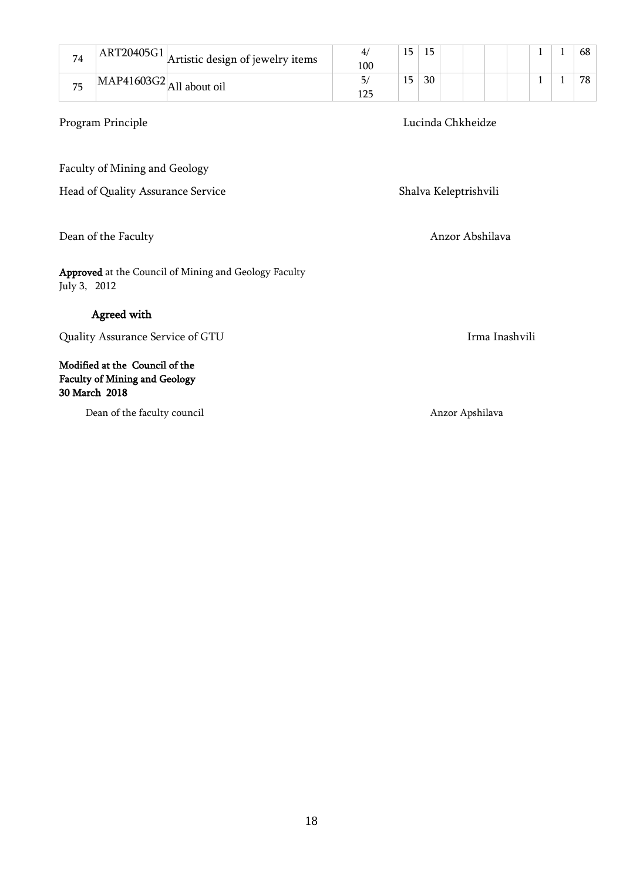| | | | | | | | | | | | | | |
|---|---|---|---|---|---|---|---|---|---|---|---|---|---|
| 74 | ART20405G1 | Artistic design of jewelry items | 4/ 100 | 15 | 15 | | | | | | 1 | 1 | 68 |
| 75 | MAP41603G2 | All about oil | 5/ 125 | 15 | 30 | | | | | | 1 | 1 | 78 |

Program Principle                                                                 Lucinda Chkheidze

Faculty of Mining and Geology

Head of Quality Assurance Service                                              Shalva Keleptrishvili

Dean of the Faculty                                                                   Anzor Abshilava

**Approved** at the Council of Mining and Geology Faculty
July 3, 2012

**Agreed with**

Quality Assurance Service of GTU                                                Irma Inashvili

**Modified at the Council of the**
**Faculty of Mining and Geology**
**30 March 2018**

Dean of the faculty council                                                         Anzor Apshilava